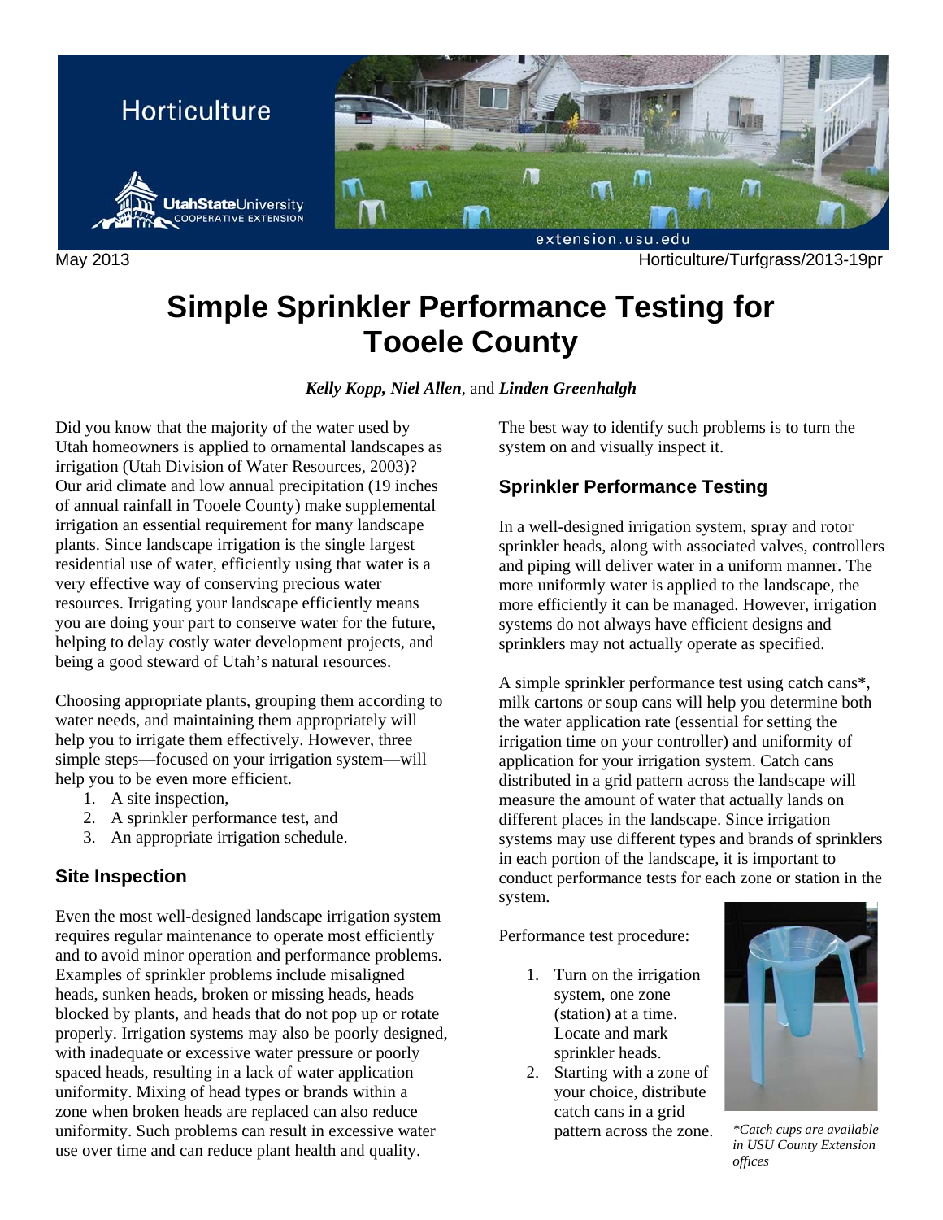Horticulture

Utah State University COOPERATIVE EXTENSION

extension.usu.edu

May 2013 Horticulture/Turfgrass/2013-19pr

# Simple Sprinkler Performance Testing for Tooele County

***Kelly Kopp, Niel Allen***, and ***Linden Greenhalgh***

Did you know that the majority of the water used by Utah homeowners is applied to ornamental landscapes as irrigation (Utah Division of Water Resources, 2003)? Our arid climate and low annual precipitation (19 inches of annual rainfall in Tooele County) make supplemental irrigation an essential requirement for many landscape plants. Since landscape irrigation is the single largest residential use of water, efficiently using that water is a very effective way of conserving precious water resources. Irrigating your landscape efficiently means you are doing your part to conserve water for the future, helping to delay costly water development projects, and being a good steward of Utah's natural resources.

Choosing appropriate plants, grouping them according to water needs, and maintaining them appropriately will help you to irrigate them effectively. However, three simple steps—focused on your irrigation system—will help you to be even more efficient.

1. A site inspection,
2. A sprinkler performance test, and
3. An appropriate irrigation schedule.

## Site Inspection

Even the most well-designed landscape irrigation system requires regular maintenance to operate most efficiently and to avoid minor operation and performance problems. Examples of sprinkler problems include misaligned heads, sunken heads, broken or missing heads, heads blocked by plants, and heads that do not pop up or rotate properly. Irrigation systems may also be poorly designed, with inadequate or excessive water pressure or poorly spaced heads, resulting in a lack of water application uniformity. Mixing of head types or brands within a zone when broken heads are replaced can also reduce uniformity. Such problems can result in excessive water use over time and can reduce plant health and quality.

The best way to identify such problems is to turn the system on and visually inspect it.

## Sprinkler Performance Testing

In a well-designed irrigation system, spray and rotor sprinkler heads, along with associated valves, controllers and piping will deliver water in a uniform manner. The more uniformly water is applied to the landscape, the more efficiently it can be managed. However, irrigation systems do not always have efficient designs and sprinklers may not actually operate as specified.

A simple sprinkler performance test using catch cans*, milk cartons or soup cans will help you determine both the water application rate (essential for setting the irrigation time on your controller) and uniformity of application for your irrigation system. Catch cans distributed in a grid pattern across the landscape will measure the amount of water that actually lands on different places in the landscape. Since irrigation systems may use different types and brands of sprinklers in each portion of the landscape, it is important to conduct performance tests for each zone or station in the system.

Performance test procedure:

1. Turn on the irrigation system, one zone (station) at a time. Locate and mark sprinkler heads.
2. Starting with a zone of your choice, distribute catch cans in a grid pattern across the zone.

*\*Catch cups are available in USU County Extension offices*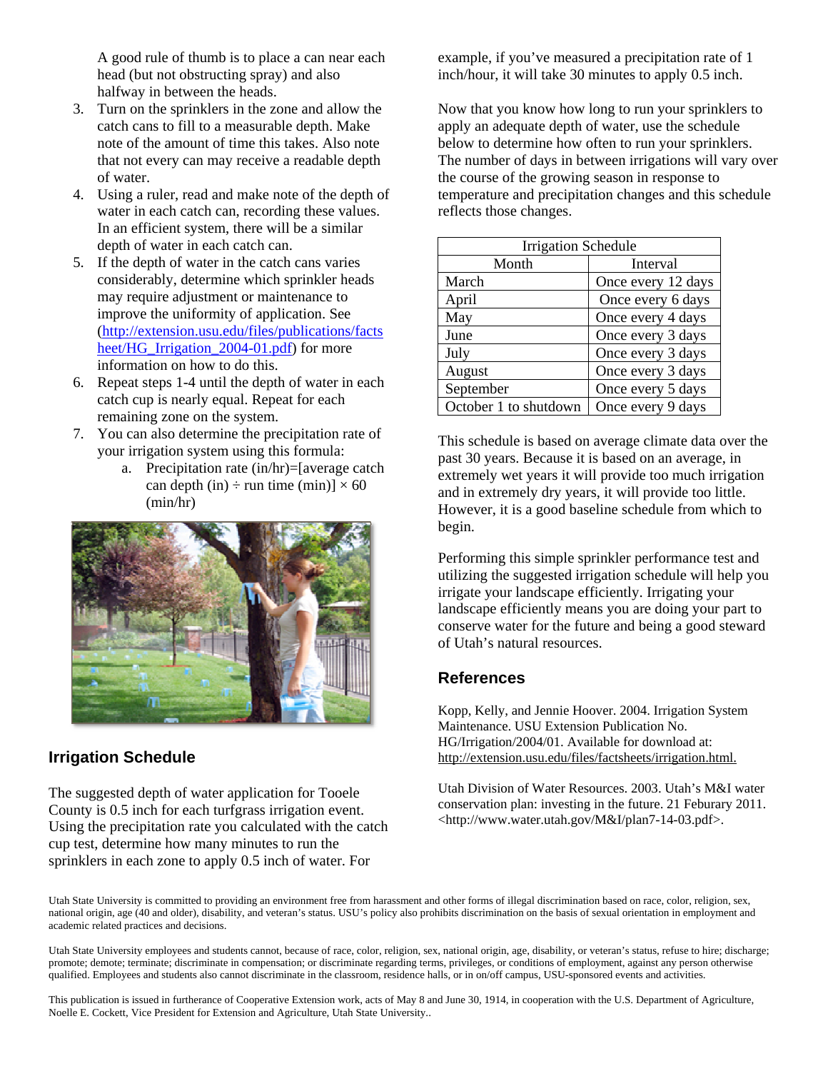A good rule of thumb is to place a can near each head (but not obstructing spray) and also halfway in between the heads.

3. Turn on the sprinklers in the zone and allow the catch cans to fill to a measurable depth. Make note of the amount of time this takes. Also note that not every can may receive a readable depth of water.
4. Using a ruler, read and make note of the depth of water in each catch can, recording these values. In an efficient system, there will be a similar depth of water in each catch can.
5. If the depth of water in the catch cans varies considerably, determine which sprinkler heads may require adjustment or maintenance to improve the uniformity of application. See (http://extension.usu.edu/files/publications/factsheet/HG_Irrigation_2004-01.pdf) for more information on how to do this.
6. Repeat steps 1-4 until the depth of water in each catch cup is nearly equal. Repeat for each remaining zone on the system.
7. You can also determine the precipitation rate of your irrigation system using this formula:
   a. Precipitation rate (in/hr)=[average catch can depth (in) ÷ run time (min)] × 60 (min/hr)

## Irrigation Schedule

The suggested depth of water application for Tooele County is 0.5 inch for each turfgrass irrigation event. Using the precipitation rate you calculated with the catch cup test, determine how many minutes to run the sprinklers in each zone to apply 0.5 inch of water. For example, if you've measured a precipitation rate of 1 inch/hour, it will take 30 minutes to apply 0.5 inch.

Now that you know how long to run your sprinklers to apply an adequate depth of water, use the schedule below to determine how often to run your sprinklers. The number of days in between irrigations will vary over the course of the growing season in response to temperature and precipitation changes and this schedule reflects those changes.

| Irrigation Schedule | |
|---|---|
| Month | Interval |
| March | Once every 12 days |
| April | Once every 6 days |
| May | Once every 4 days |
| June | Once every 3 days |
| July | Once every 3 days |
| August | Once every 3 days |
| September | Once every 5 days |
| October 1 to shutdown | Once every 9 days |

This schedule is based on average climate data over the past 30 years. Because it is based on an average, in extremely wet years it will provide too much irrigation and in extremely dry years, it will provide too little. However, it is a good baseline schedule from which to begin.

Performing this simple sprinkler performance test and utilizing the suggested irrigation schedule will help you irrigate your landscape efficiently. Irrigating your landscape efficiently means you are doing your part to conserve water for the future and being a good steward of Utah's natural resources.

## References

Kopp, Kelly, and Jennie Hoover. 2004. Irrigation System Maintenance. USU Extension Publication No. HG/Irrigation/2004/01. Available for download at: http://extension.usu.edu/files/factsheets/irrigation.html.

Utah Division of Water Resources. 2003. Utah's M&I water conservation plan: investing in the future. 21 Feburary 2011. <http://www.water.utah.gov/M&I/plan7-14-03.pdf>.

Utah State University is committed to providing an environment free from harassment and other forms of illegal discrimination based on race, color, religion, sex, national origin, age (40 and older), disability, and veteran's status. USU's policy also prohibits discrimination on the basis of sexual orientation in employment and academic related practices and decisions.

Utah State University employees and students cannot, because of race, color, religion, sex, national origin, age, disability, or veteran's status, refuse to hire; discharge; promote; demote; terminate; discriminate in compensation; or discriminate regarding terms, privileges, or conditions of employment, against any person otherwise qualified. Employees and students also cannot discriminate in the classroom, residence halls, or in on/off campus, USU-sponsored events and activities.

This publication is issued in furtherance of Cooperative Extension work, acts of May 8 and June 30, 1914, in cooperation with the U.S. Department of Agriculture, Noelle E. Cockett, Vice President for Extension and Agriculture, Utah State University..